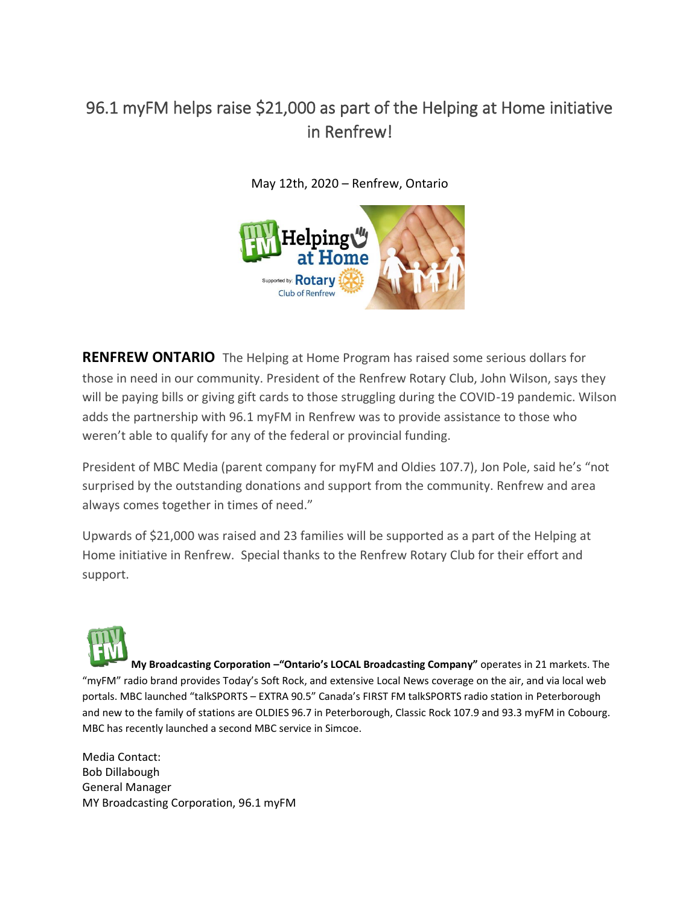# 96.1 myFM helps raise $21,000 as part of the Helping at Home initiative in Renfrew!

May 12th, 2020 – Renfrew, Ontario

**RENFREW ONTARIO** The Helping at Home Program has raised some serious dollars for those in need in our community. President of the Renfrew Rotary Club, John Wilson, says they will be paying bills or giving gift cards to those struggling during the COVID-19 pandemic. Wilson adds the partnership with 96.1 myFM in Renfrew was to provide assistance to those who weren't able to qualify for any of the federal or provincial funding.

President of MBC Media (parent company for myFM and Oldies 107.7), Jon Pole, said he's "not surprised by the outstanding donations and support from the community. Renfrew and area always comes together in times of need."

Upwards of $21,000 was raised and 23 families will be supported as a part of the Helping at Home initiative in Renfrew. Special thanks to the Renfrew Rotary Club for their effort and support.

**My Broadcasting Corporation –"Ontario's LOCAL Broadcasting Company"** operates in 21 markets. The "myFM" radio brand provides Today's Soft Rock, and extensive Local News coverage on the air, and via local web portals. MBC launched "talkSPORTS – EXTRA 90.5" Canada's FIRST FM talkSPORTS radio station in Peterborough and new to the family of stations are OLDIES 96.7 in Peterborough, Classic Rock 107.9 and 93.3 myFM in Cobourg. MBC has recently launched a second MBC service in Simcoe.

Media Contact:
Bob Dillabough
General Manager
MY Broadcasting Corporation, 96.1 myFM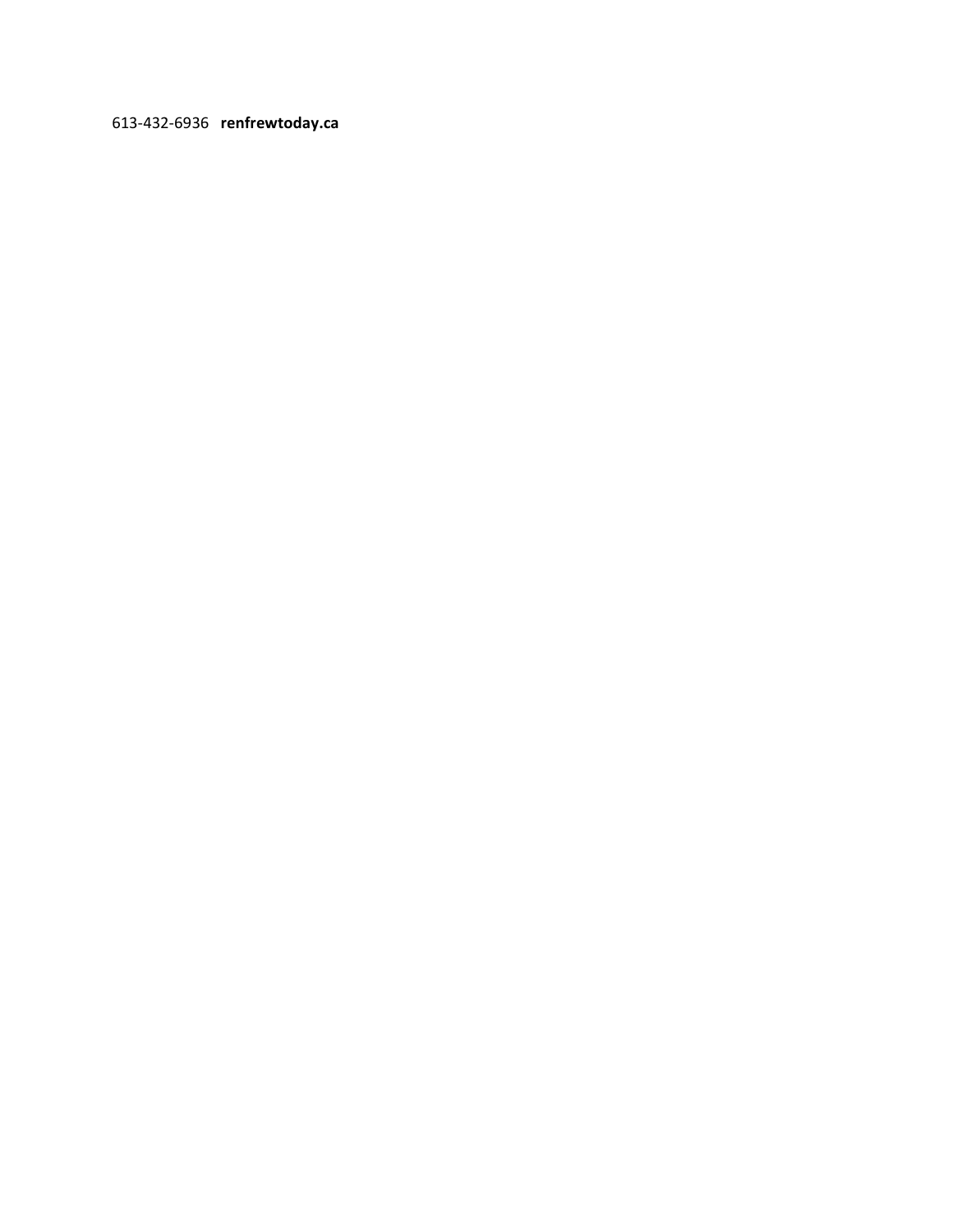613-432-6936 **renfrewtoday.ca**